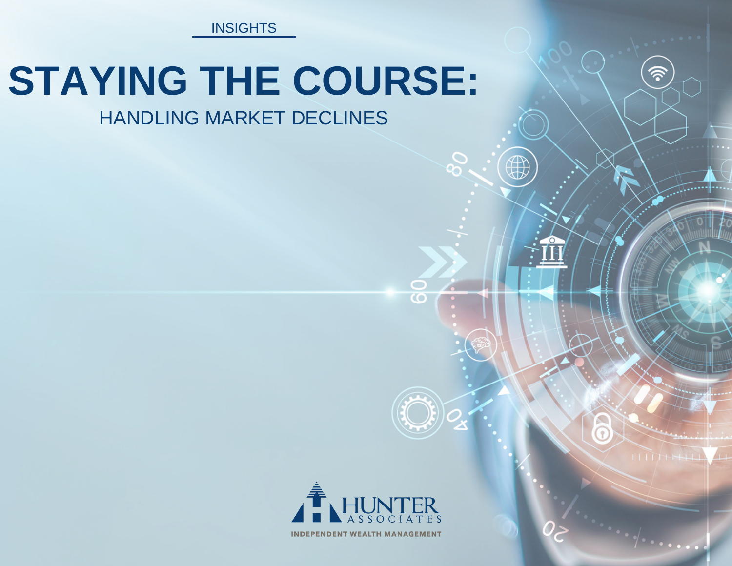INSIGHTS

# STAYING THE COURSE:

## HANDLING MARKET DECLINES

HUNTER ASSOCIATES

INDEPENDENT WEALTH MANAGEMENT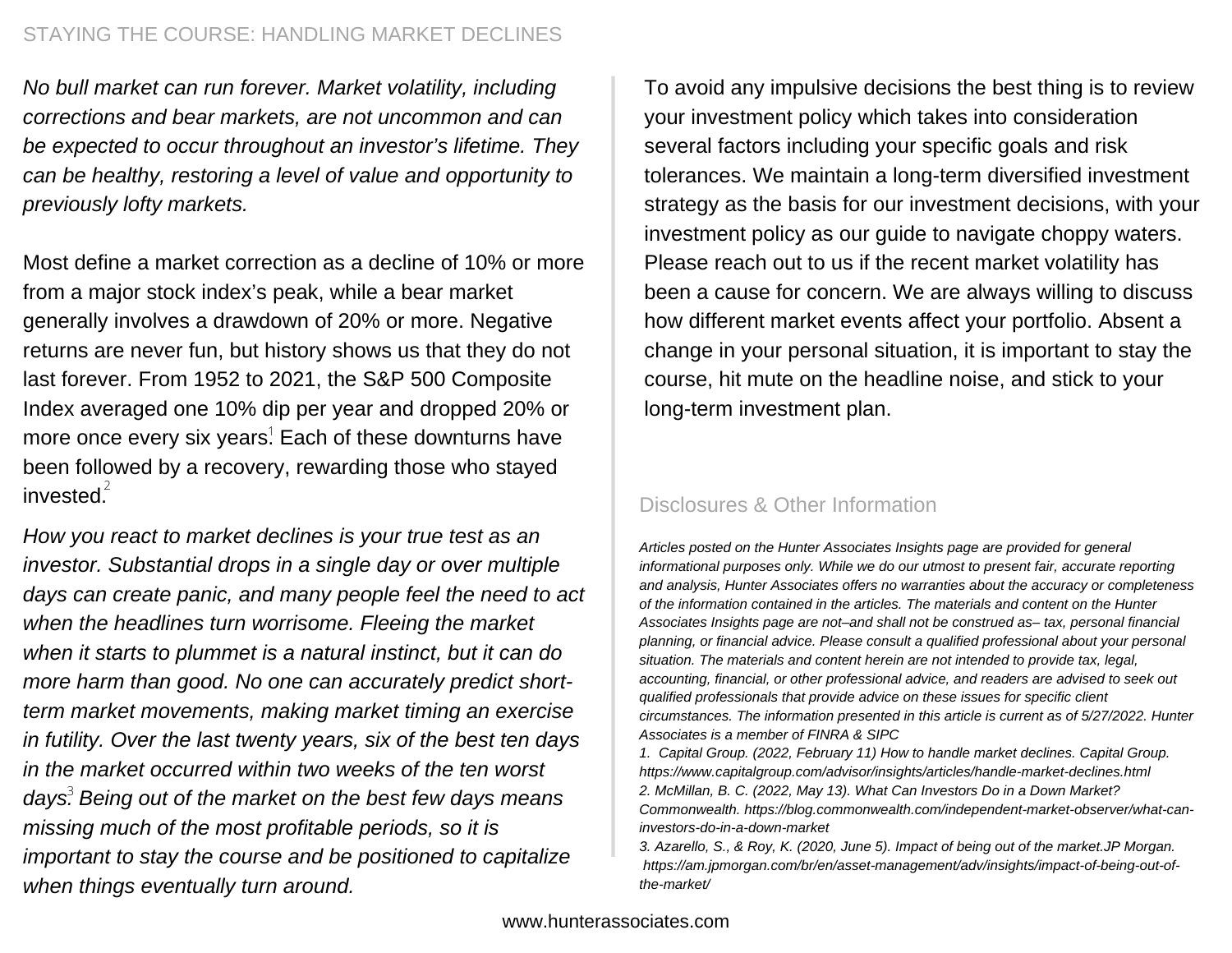# STAYING THE COURSE: HANDLING MARKET DECLINES

*No bull market can run forever. Market volatility, including corrections and bear markets, are not uncommon and can be expected to occur throughout an investor's lifetime. They can be healthy, restoring a level of value and opportunity to previously lofty markets.*

Most define a market correction as a decline of 10% or more from a major stock index's peak, while a bear market generally involves a drawdown of 20% or more. Negative returns are never fun, but history shows us that they do not last forever. From 1952 to 2021, the S&P 500 Composite Index averaged one 10% dip per year and dropped 20% or more once every six years.[1] Each of these downturns have been followed by a recovery, rewarding those who stayed invested.[2]

*How you react to market declines is your true test as an investor. Substantial drops in a single day or over multiple days can create panic, and many people feel the need to act when the headlines turn worrisome. Fleeing the market when it starts to plummet is a natural instinct, but it can do more harm than good. No one can accurately predict short-term market movements, making market timing an exercise in futility. Over the last twenty years, six of the best ten days in the market occurred within two weeks of the ten worst days.[3] Being out of the market on the best few days means missing much of the most profitable periods, so it is important to stay the course and be positioned to capitalize when things eventually turn around.*

To avoid any impulsive decisions the best thing is to review your investment policy which takes into consideration several factors including your specific goals and risk tolerances. We maintain a long-term diversified investment strategy as the basis for our investment decisions, with your investment policy as our guide to navigate choppy waters. Please reach out to us if the recent market volatility has been a cause for concern. We are always willing to discuss how different market events affect your portfolio. Absent a change in your personal situation, it is important to stay the course, hit mute on the headline noise, and stick to your long-term investment plan.

## Disclosures & Other Information

*Articles posted on the Hunter Associates Insights page are provided for general informational purposes only. While we do our utmost to present fair, accurate reporting and analysis, Hunter Associates offers no warranties about the accuracy or completeness of the information contained in the articles. The materials and content on the Hunter Associates Insights page are not–and shall not be construed as– tax, personal financial planning, or financial advice. Please consult a qualified professional about your personal situation. The materials and content herein are not intended to provide tax, legal, accounting, financial, or other professional advice, and readers are advised to seek out qualified professionals that provide advice on these issues for specific client circumstances. The information presented in this article is current as of 5/27/2022. Hunter Associates is a member of FINRA & SIPC*

*1. Capital Group. (2022, February 11) How to handle market declines. Capital Group. https://www.capitalgroup.com/advisor/insights/articles/handle-market-declines.html*

*2. McMillan, B. C. (2022, May 13). What Can Investors Do in a Down Market? Commonwealth. https://blog.commonwealth.com/independent-market-observer/what-can-investors-do-in-a-down-market*

*3. Azarello, S., & Roy, K. (2020, June 5). Impact of being out of the market.JP Morgan. https://am.jpmorgan.com/br/en/asset-management/adv/insights/impact-of-being-out-of-the-market/*

www.hunterassociates.com